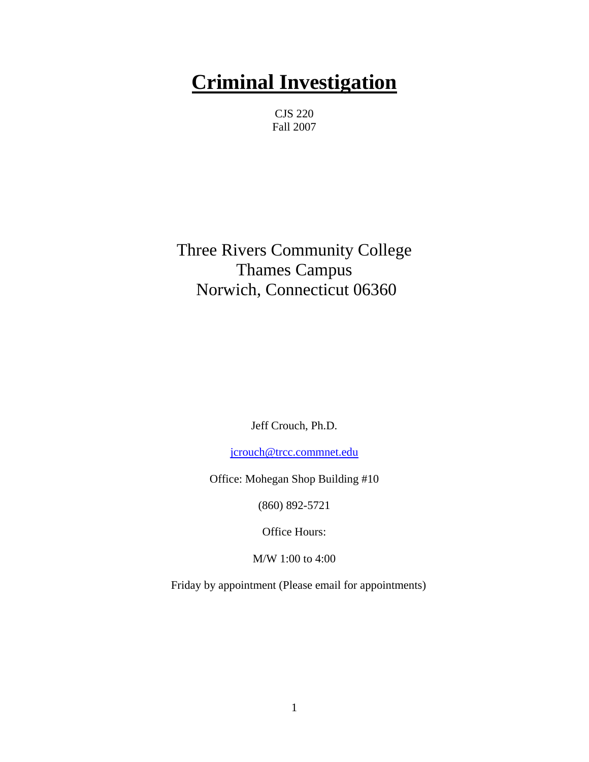# Criminal Investigation

CJS 220

Fall 2007

Three Rivers Community College

Thames Campus

Norwich, Connecticut 06360

Jeff Crouch, Ph.D.

jcrouch@trcc.commnet.edu

Office: Mohegan Shop Building #10

(860) 892-5721

Office Hours:

M/W 1:00 to 4:00

Friday by appointment (Please email for appointments)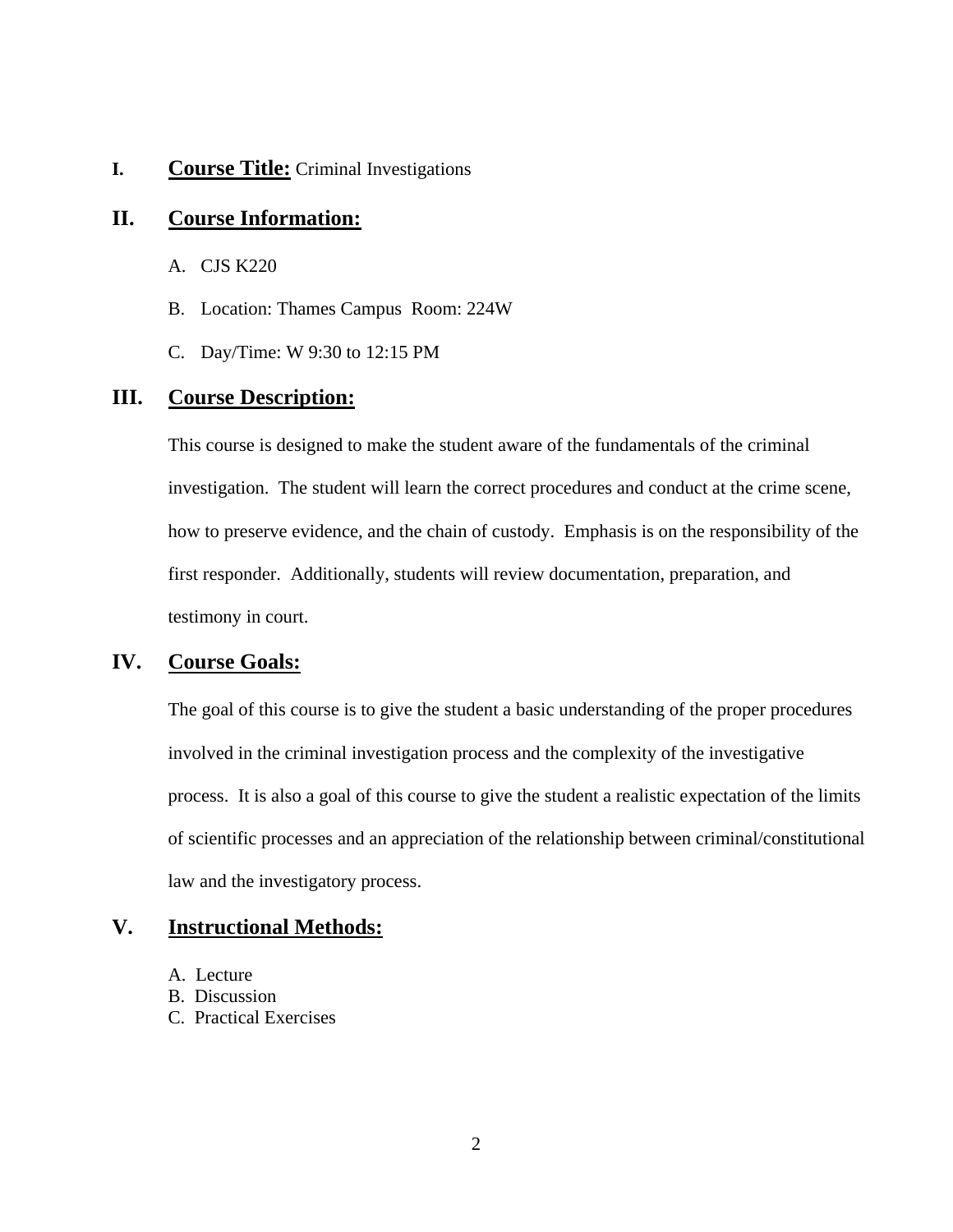## I. **Course Title:** Criminal Investigations

## II. Course Information:

A. CJS K220

B. Location: Thames Campus  Room: 224W

C. Day/Time: W 9:30 to 12:15 PM

## III. Course Description:

This course is designed to make the student aware of the fundamentals of the criminal investigation. The student will learn the correct procedures and conduct at the crime scene, how to preserve evidence, and the chain of custody. Emphasis is on the responsibility of the first responder. Additionally, students will review documentation, preparation, and testimony in court.

## IV. Course Goals:

The goal of this course is to give the student a basic understanding of the proper procedures involved in the criminal investigation process and the complexity of the investigative process. It is also a goal of this course to give the student a realistic expectation of the limits of scientific processes and an appreciation of the relationship between criminal/constitutional law and the investigatory process.

## V. Instructional Methods:

A. Lecture
B. Discussion
C. Practical Exercises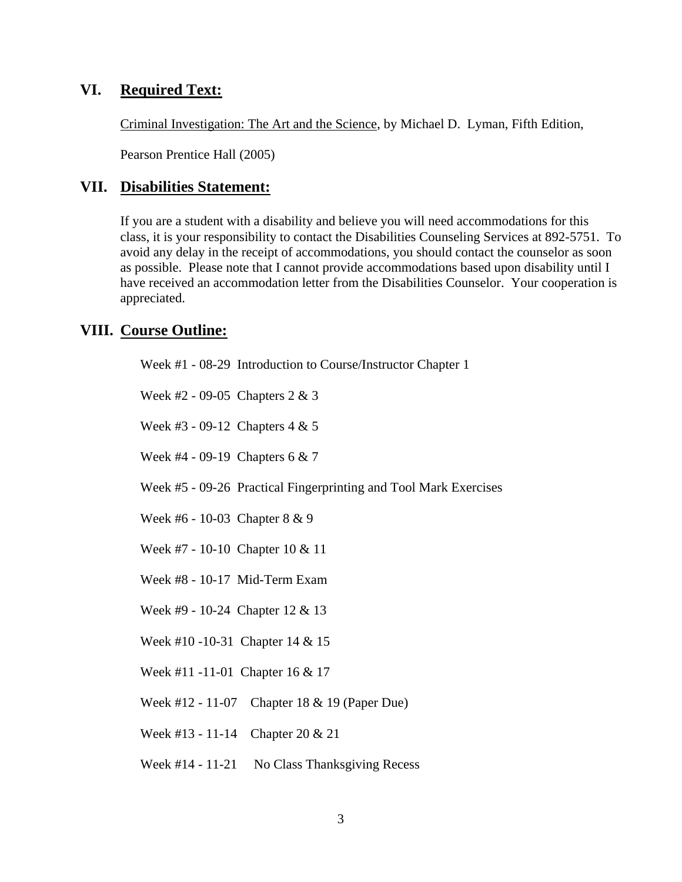## VI. Required Text:

Criminal Investigation: The Art and the Science, by Michael D. Lyman, Fifth Edition,

Pearson Prentice Hall (2005)

## VII. Disabilities Statement:

If you are a student with a disability and believe you will need accommodations for this class, it is your responsibility to contact the Disabilities Counseling Services at 892-5751. To avoid any delay in the receipt of accommodations, you should contact the counselor as soon as possible. Please note that I cannot provide accommodations based upon disability until I have received an accommodation letter from the Disabilities Counselor. Your cooperation is appreciated.

## VIII. Course Outline:

Week #1 - 08-29 Introduction to Course/Instructor Chapter 1

Week #2 - 09-05 Chapters 2 & 3

Week #3 - 09-12 Chapters 4 & 5

Week #4 - 09-19 Chapters 6 & 7

Week #5 - 09-26 Practical Fingerprinting and Tool Mark Exercises

Week #6 - 10-03 Chapter 8 & 9

Week #7 - 10-10 Chapter 10 & 11

Week #8 - 10-17 Mid-Term Exam

Week #9 - 10-24 Chapter 12 & 13

Week #10 -10-31 Chapter 14 & 15

Week #11 -11-01 Chapter 16 & 17

Week #12 - 11-07 Chapter 18 & 19 (Paper Due)

Week #13 - 11-14 Chapter 20 & 21

Week #14 - 11-21 No Class Thanksgiving Recess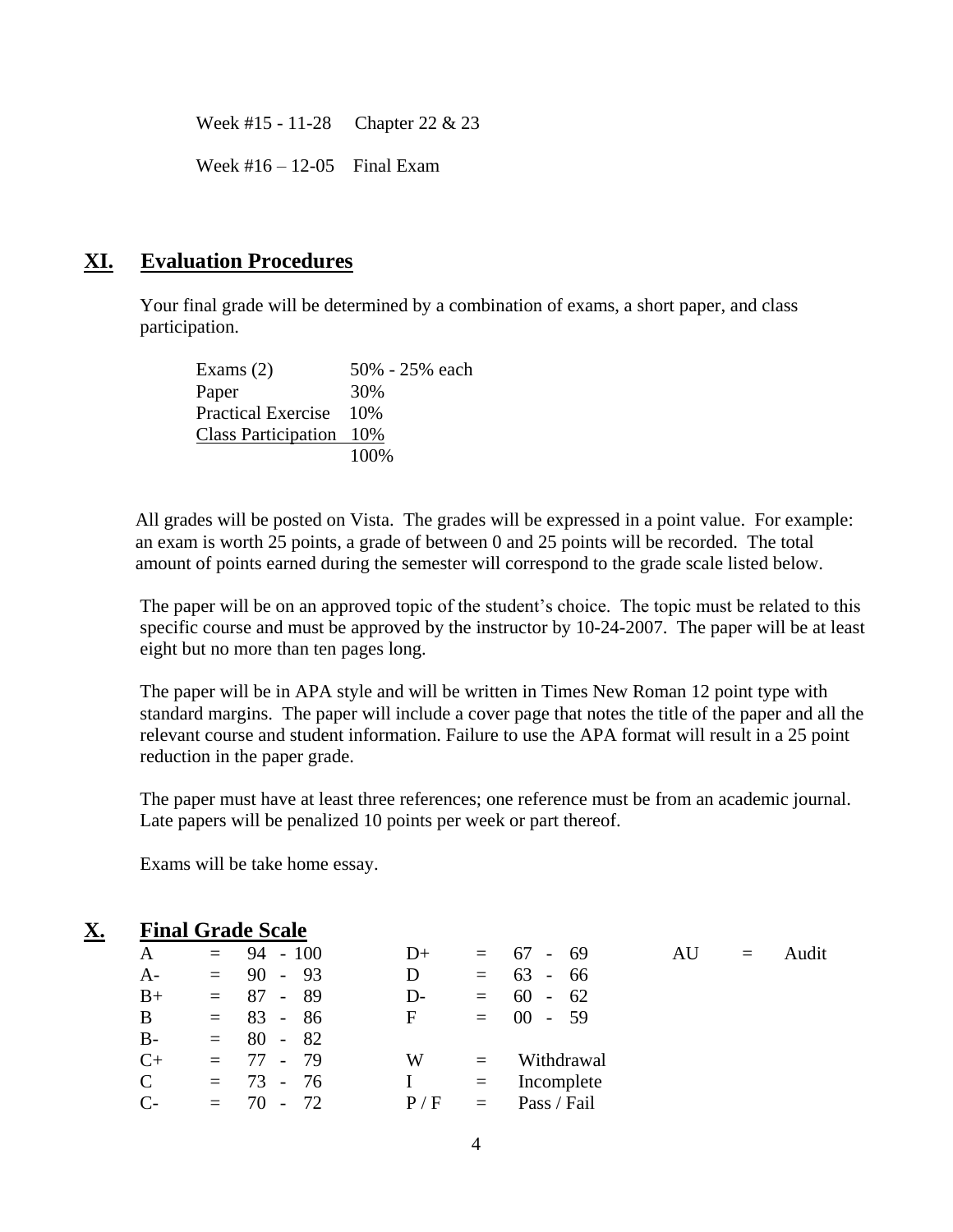Week #15 - 11-28     Chapter 22 & 23

Week #16 – 12-05     Final Exam

## XI. Evaluation Procedures

Your final grade will be determined by a combination of exams, a short paper, and class participation.

| | |
|---|---|
| Exams (2) | 50% - 25% each |
| Paper | 30% |
| Practical Exercise | 10% |
| Class Participation | 10% |
| | 100% |

All grades will be posted on Vista. The grades will be expressed in a point value. For example: an exam is worth 25 points, a grade of between 0 and 25 points will be recorded. The total amount of points earned during the semester will correspond to the grade scale listed below.

The paper will be on an approved topic of the student's choice. The topic must be related to this specific course and must be approved by the instructor by 10-24-2007. The paper will be at least eight but no more than ten pages long.

The paper will be in APA style and will be written in Times New Roman 12 point type with standard margins. The paper will include a cover page that notes the title of the paper and all the relevant course and student information. Failure to use the APA format will result in a 25 point reduction in the paper grade.

The paper must have at least three references; one reference must be from an academic journal. Late papers will be penalized 10 points per week or part thereof.

Exams will be take home essay.

## X. Final Grade Scale

| | | | | | | | | |
|---|---|---|---|---|---|---|---|---|
| A | = | 94 - 100 | D+ | = | 67 - 69 | AU | = | Audit |
| A- | = | 90 - 93 | D | = | 63 - 66 | | | |
| B+ | = | 87 - 89 | D- | = | 60 - 62 | | | |
| B | = | 83 - 86 | F | = | 00 - 59 | | | |
| B- | = | 80 - 82 | | | | | | |
| C+ | = | 77 - 79 | W | = | Withdrawal | | | |
| C | = | 73 - 76 | I | = | Incomplete | | | |
| C- | = | 70 - 72 | P / F | = | Pass / Fail | | | |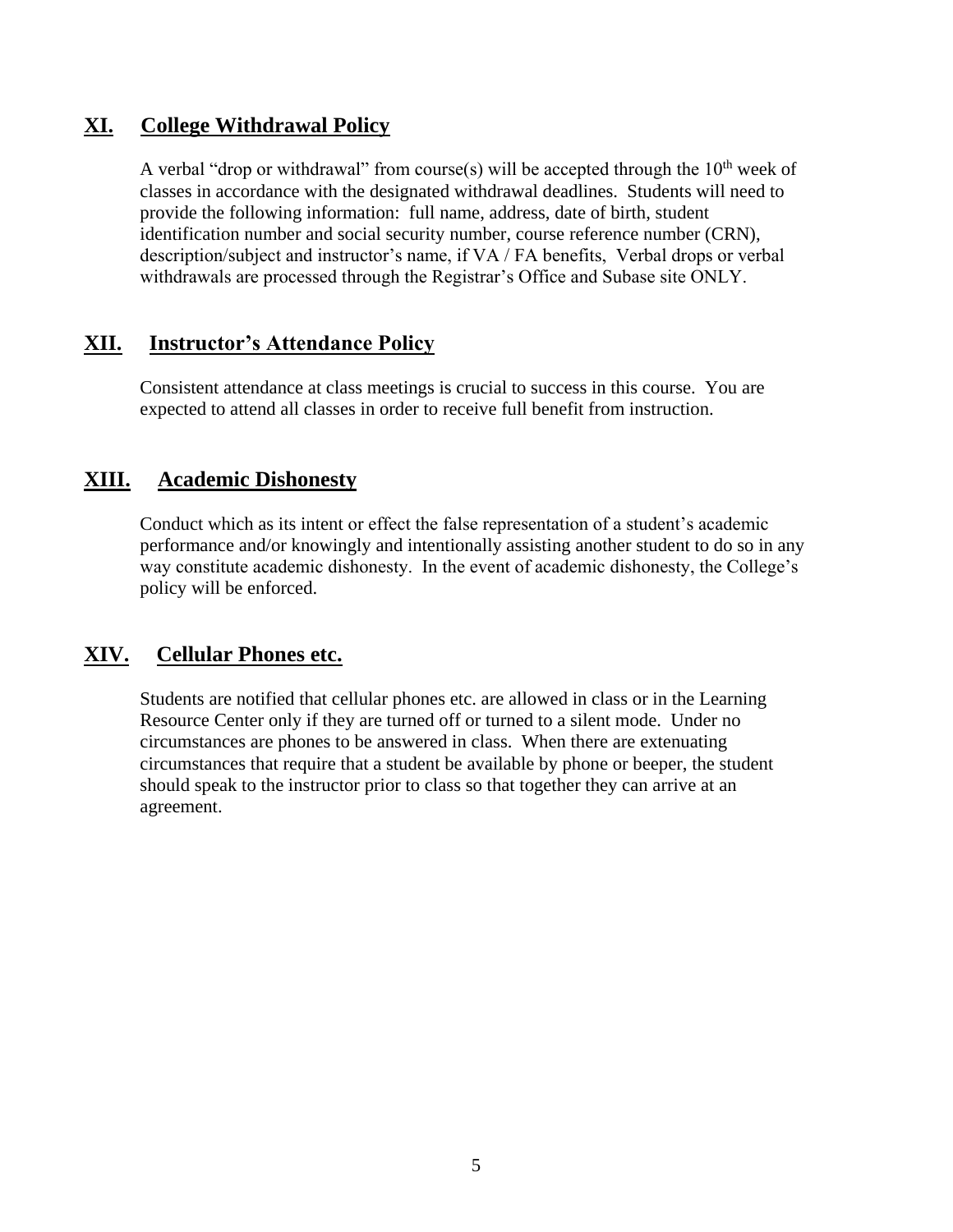## XI. College Withdrawal Policy

A verbal "drop or withdrawal" from course(s) will be accepted through the 10th week of classes in accordance with the designated withdrawal deadlines. Students will need to provide the following information: full name, address, date of birth, student identification number and social security number, course reference number (CRN), description/subject and instructor's name, if VA / FA benefits, Verbal drops or verbal withdrawals are processed through the Registrar's Office and Subase site ONLY.

## XII. Instructor's Attendance Policy

Consistent attendance at class meetings is crucial to success in this course. You are expected to attend all classes in order to receive full benefit from instruction.

## XIII. Academic Dishonesty

Conduct which as its intent or effect the false representation of a student's academic performance and/or knowingly and intentionally assisting another student to do so in any way constitute academic dishonesty. In the event of academic dishonesty, the College's policy will be enforced.

## XIV. Cellular Phones etc.

Students are notified that cellular phones etc. are allowed in class or in the Learning Resource Center only if they are turned off or turned to a silent mode. Under no circumstances are phones to be answered in class. When there are extenuating circumstances that require that a student be available by phone or beeper, the student should speak to the instructor prior to class so that together they can arrive at an agreement.